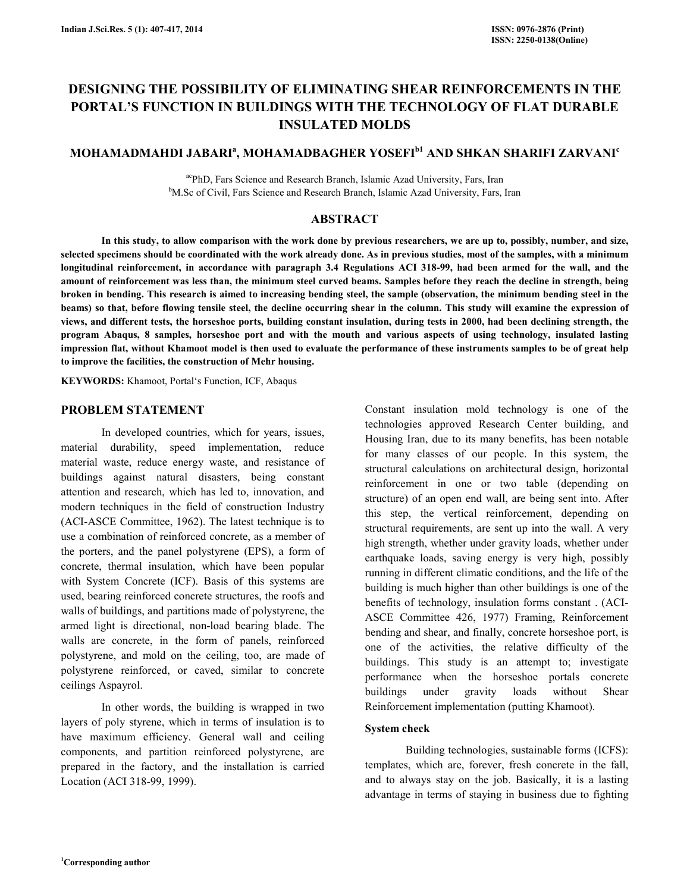# DESIGNING THE POSSIBILITY OF ELIMINATING SHEAR REINFORCEMENTS IN THE PORTAL'S FUNCTION IN BUILDINGS WITH THE TECHNOLOGY OF FLAT DURABLE INSULATED MOLDS

**MOHAMADMAHDI JABARI[a], MOHAMADBAGHER YOSEFI[b1] AND SHKAN SHARIFI ZARVANI[c]**

[ac]PhD, Fars Science and Research Branch, Islamic Azad University, Fars, Iran
[b]M.Sc of Civil, Fars Science and Research Branch, Islamic Azad University, Fars, Iran

## ABSTRACT

**In this study, to allow comparison with the work done by previous researchers, we are up to, possibly, number, and size, selected specimens should be coordinated with the work already done. As in previous studies, most of the samples, with a minimum longitudinal reinforcement, in accordance with paragraph 3.4 Regulations ACI 318-99, had been armed for the wall, and the amount of reinforcement was less than, the minimum steel curved beams. Samples before they reach the decline in strength, being broken in bending. This research is aimed to increasing bending steel, the sample (observation, the minimum bending steel in the beams) so that, before flowing tensile steel, the decline occurring shear in the column. This study will examine the expression of views, and different tests, the horseshoe ports, building constant insulation, during tests in 2000, had been declining strength, the program Abaqus, 8 samples, horseshoe port and with the mouth and various aspects of using technology, insulated lasting impression flat, without Khamoot model is then used to evaluate the performance of these instruments samples to be of great help to improve the facilities, the construction of Mehr housing.**

**KEYWORDS:** Khamoot, Portal's Function, ICF, Abaqus

## PROBLEM STATEMENT

In developed countries, which for years, issues, material durability, speed implementation, reduce material waste, reduce energy waste, and resistance of buildings against natural disasters, being constant attention and research, which has led to, innovation, and modern techniques in the field of construction Industry (ACI-ASCE Committee, 1962). The latest technique is to use a combination of reinforced concrete, as a member of the porters, and the panel polystyrene (EPS), a form of concrete, thermal insulation, which have been popular with System Concrete (ICF). Basis of this systems are used, bearing reinforced concrete structures, the roofs and walls of buildings, and partitions made of polystyrene, the armed light is directional, non-load bearing blade. The walls are concrete, in the form of panels, reinforced polystyrene, and mold on the ceiling, too, are made of polystyrene reinforced, or caved, similar to concrete ceilings Aspayrol.

In other words, the building is wrapped in two layers of poly styrene, which in terms of insulation is to have maximum efficiency. General wall and ceiling components, and partition reinforced polystyrene, are prepared in the factory, and the installation is carried Location (ACI 318-99, 1999).

Constant insulation mold technology is one of the technologies approved Research Center building, and Housing Iran, due to its many benefits, has been notable for many classes of our people. In this system, the structural calculations on architectural design, horizontal reinforcement in one or two table (depending on structure) of an open end wall, are being sent into. After this step, the vertical reinforcement, depending on structural requirements, are sent up into the wall. A very high strength, whether under gravity loads, whether under earthquake loads, saving energy is very high, possibly running in different climatic conditions, and the life of the building is much higher than other buildings is one of the benefits of technology, insulation forms constant . (ACI-ASCE Committee 426, 1977) Framing, Reinforcement bending and shear, and finally, concrete horseshoe port, is one of the activities, the relative difficulty of the buildings. This study is an attempt to; investigate performance when the horseshoe portals concrete buildings under gravity loads without Shear Reinforcement implementation (putting Khamoot).

### System check

Building technologies, sustainable forms (ICFS): templates, which are, forever, fresh concrete in the fall, and to always stay on the job. Basically, it is a lasting advantage in terms of staying in business due to fighting

[1]Corresponding author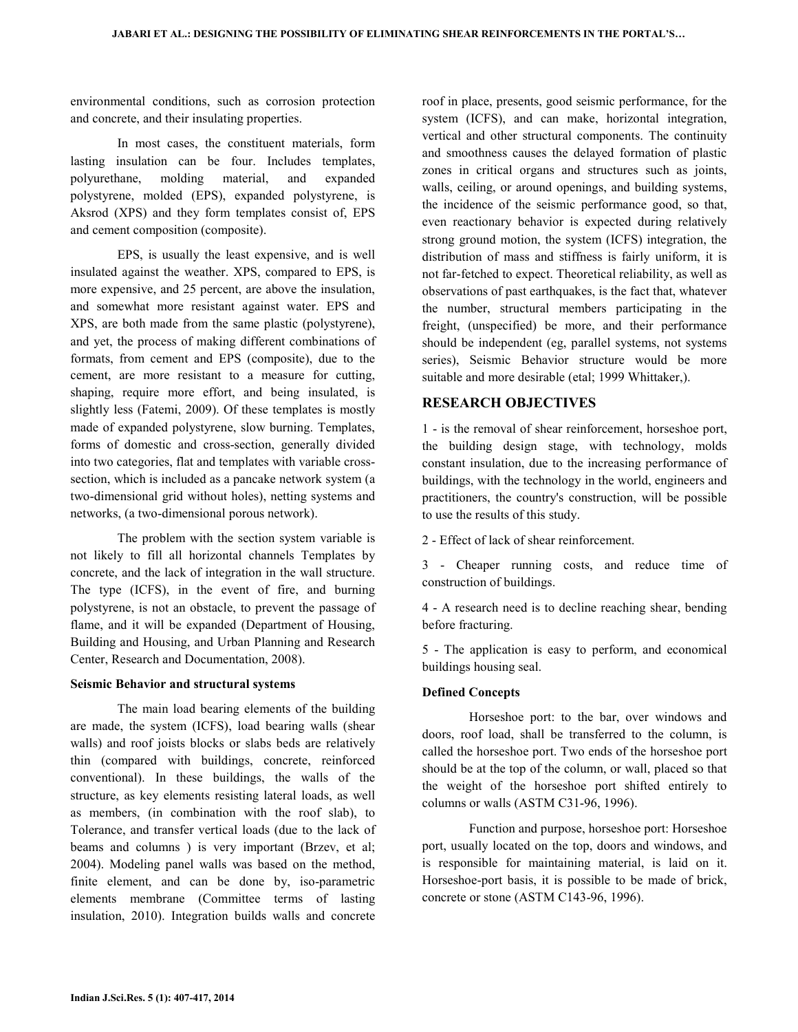environmental conditions, such as corrosion protection and concrete, and their insulating properties.

In most cases, the constituent materials, form lasting insulation can be four. Includes templates, polyurethane, molding material, and expanded polystyrene, molded (EPS), expanded polystyrene, is Aksrod (XPS) and they form templates consist of, EPS and cement composition (composite).

EPS, is usually the least expensive, and is well insulated against the weather. XPS, compared to EPS, is more expensive, and 25 percent, are above the insulation, and somewhat more resistant against water. EPS and XPS, are both made from the same plastic (polystyrene), and yet, the process of making different combinations of formats, from cement and EPS (composite), due to the cement, are more resistant to a measure for cutting, shaping, require more effort, and being insulated, is slightly less (Fatemi, 2009). Of these templates is mostly made of expanded polystyrene, slow burning. Templates, forms of domestic and cross-section, generally divided into two categories, flat and templates with variable cross-section, which is included as a pancake network system (a two-dimensional grid without holes), netting systems and networks, (a two-dimensional porous network).

The problem with the section system variable is not likely to fill all horizontal channels Templates by concrete, and the lack of integration in the wall structure. The type (ICFS), in the event of fire, and burning polystyrene, is not an obstacle, to prevent the passage of flame, and it will be expanded (Department of Housing, Building and Housing, and Urban Planning and Research Center, Research and Documentation, 2008).

### Seismic Behavior and structural systems

The main load bearing elements of the building are made, the system (ICFS), load bearing walls (shear walls) and roof joists blocks or slabs beds are relatively thin (compared with buildings, concrete, reinforced conventional). In these buildings, the walls of the structure, as key elements resisting lateral loads, as well as members, (in combination with the roof slab), to Tolerance, and transfer vertical loads (due to the lack of beams and columns ) is very important (Brzev, et al; 2004). Modeling panel walls was based on the method, finite element, and can be done by, iso-parametric elements membrane (Committee terms of lasting insulation, 2010). Integration builds walls and concrete roof in place, presents, good seismic performance, for the system (ICFS), and can make, horizontal integration, vertical and other structural components. The continuity and smoothness causes the delayed formation of plastic zones in critical organs and structures such as joints, walls, ceiling, or around openings, and building systems, the incidence of the seismic performance good, so that, even reactionary behavior is expected during relatively strong ground motion, the system (ICFS) integration, the distribution of mass and stiffness is fairly uniform, it is not far-fetched to expect. Theoretical reliability, as well as observations of past earthquakes, is the fact that, whatever the number, structural members participating in the freight, (unspecified) be more, and their performance should be independent (eg, parallel systems, not systems series), Seismic Behavior structure would be more suitable and more desirable (etal; 1999 Whittaker,).

## RESEARCH OBJECTIVES

1 - is the removal of shear reinforcement, horseshoe port, the building design stage, with technology, molds constant insulation, due to the increasing performance of buildings, with the technology in the world, engineers and practitioners, the country's construction, will be possible to use the results of this study.

2 - Effect of lack of shear reinforcement.

3 - Cheaper running costs, and reduce time of construction of buildings.

4 - A research need is to decline reaching shear, bending before fracturing.

5 - The application is easy to perform, and economical buildings housing seal.

### Defined Concepts

Horseshoe port: to the bar, over windows and doors, roof load, shall be transferred to the column, is called the horseshoe port. Two ends of the horseshoe port should be at the top of the column, or wall, placed so that the weight of the horseshoe port shifted entirely to columns or walls (ASTM C31-96, 1996).

Function and purpose, horseshoe port: Horseshoe port, usually located on the top, doors and windows, and is responsible for maintaining material, is laid on it. Horseshoe-port basis, it is possible to be made of brick, concrete or stone (ASTM C143-96, 1996).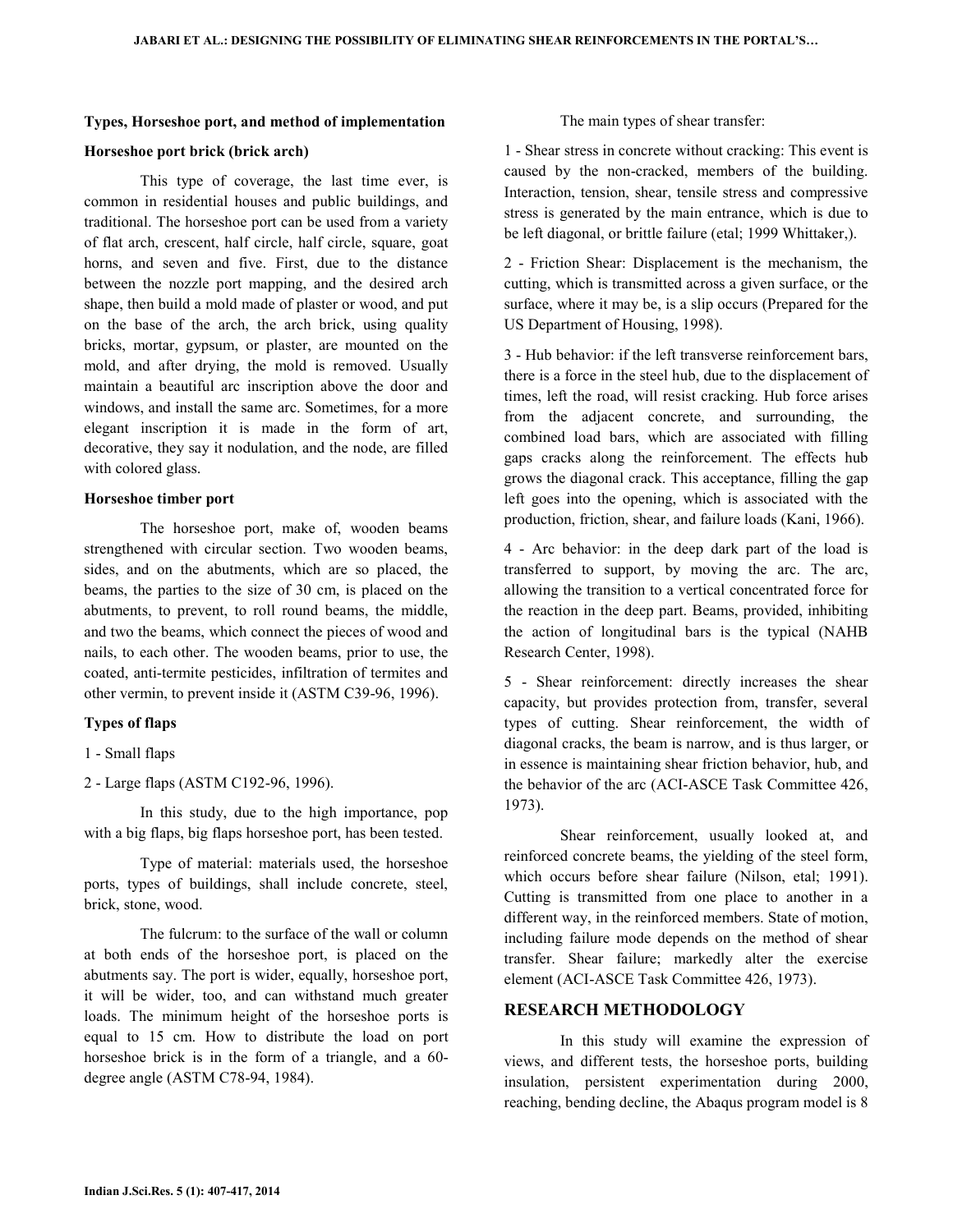### Types, Horseshoe port, and method of implementation

### Horseshoe port brick (brick arch)

This type of coverage, the last time ever, is common in residential houses and public buildings, and traditional. The horseshoe port can be used from a variety of flat arch, crescent, half circle, half circle, square, goat horns, and seven and five. First, due to the distance between the nozzle port mapping, and the desired arch shape, then build a mold made of plaster or wood, and put on the base of the arch, the arch brick, using quality bricks, mortar, gypsum, or plaster, are mounted on the mold, and after drying, the mold is removed. Usually maintain a beautiful arc inscription above the door and windows, and install the same arc. Sometimes, for a more elegant inscription it is made in the form of art, decorative, they say it nodulation, and the node, are filled with colored glass.

### Horseshoe timber port

The horseshoe port, make of, wooden beams strengthened with circular section. Two wooden beams, sides, and on the abutments, which are so placed, the beams, the parties to the size of 30 cm, is placed on the abutments, to prevent, to roll round beams, the middle, and two the beams, which connect the pieces of wood and nails, to each other. The wooden beams, prior to use, the coated, anti-termite pesticides, infiltration of termites and other vermin, to prevent inside it (ASTM C39-96, 1996).

### Types of flaps

1 - Small flaps

2 - Large flaps (ASTM C192-96, 1996).

In this study, due to the high importance, pop with a big flaps, big flaps horseshoe port, has been tested.

Type of material: materials used, the horseshoe ports, types of buildings, shall include concrete, steel, brick, stone, wood.

The fulcrum: to the surface of the wall or column at both ends of the horseshoe port, is placed on the abutments say. The port is wider, equally, horseshoe port, it will be wider, too, and can withstand much greater loads. The minimum height of the horseshoe ports is equal to 15 cm. How to distribute the load on port horseshoe brick is in the form of a triangle, and a 60-degree angle (ASTM C78-94, 1984).

The main types of shear transfer:

1 - Shear stress in concrete without cracking: This event is caused by the non-cracked, members of the building. Interaction, tension, shear, tensile stress and compressive stress is generated by the main entrance, which is due to be left diagonal, or brittle failure (etal; 1999 Whittaker,).

2 - Friction Shear: Displacement is the mechanism, the cutting, which is transmitted across a given surface, or the surface, where it may be, is a slip occurs (Prepared for the US Department of Housing, 1998).

3 - Hub behavior: if the left transverse reinforcement bars, there is a force in the steel hub, due to the displacement of times, left the road, will resist cracking. Hub force arises from the adjacent concrete, and surrounding, the combined load bars, which are associated with filling gaps cracks along the reinforcement. The effects hub grows the diagonal crack. This acceptance, filling the gap left goes into the opening, which is associated with the production, friction, shear, and failure loads (Kani, 1966).

4 - Arc behavior: in the deep dark part of the load is transferred to support, by moving the arc. The arc, allowing the transition to a vertical concentrated force for the reaction in the deep part. Beams, provided, inhibiting the action of longitudinal bars is the typical (NAHB Research Center, 1998).

5 - Shear reinforcement: directly increases the shear capacity, but provides protection from, transfer, several types of cutting. Shear reinforcement, the width of diagonal cracks, the beam is narrow, and is thus larger, or in essence is maintaining shear friction behavior, hub, and the behavior of the arc (ACI-ASCE Task Committee 426, 1973).

Shear reinforcement, usually looked at, and reinforced concrete beams, the yielding of the steel form, which occurs before shear failure (Nilson, etal; 1991). Cutting is transmitted from one place to another in a different way, in the reinforced members. State of motion, including failure mode depends on the method of shear transfer. Shear failure; markedly alter the exercise element (ACI-ASCE Task Committee 426, 1973).

## RESEARCH METHODOLOGY

In this study will examine the expression of views, and different tests, the horseshoe ports, building insulation, persistent experimentation during 2000, reaching, bending decline, the Abaqus program model is 8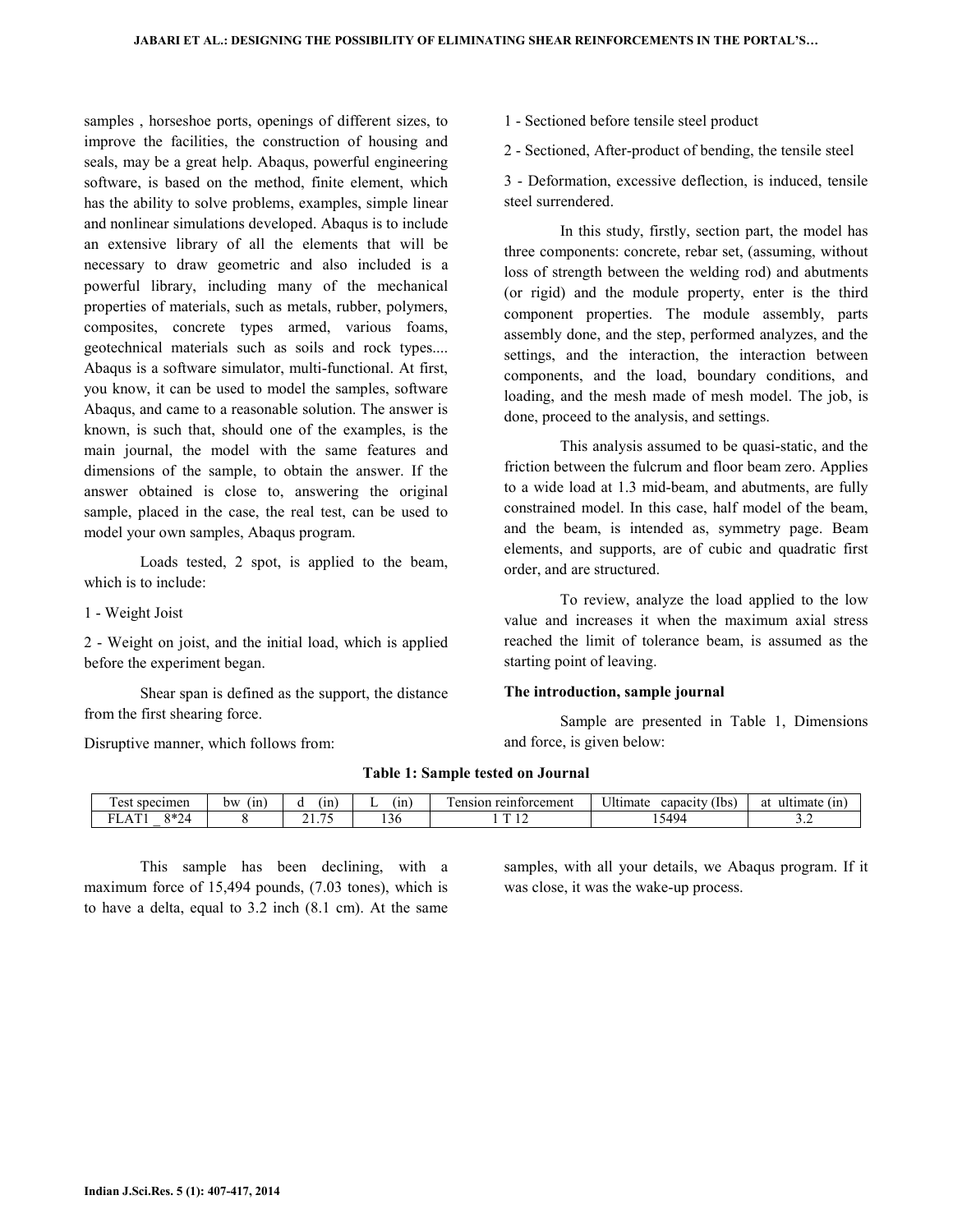samples , horseshoe ports, openings of different sizes, to improve the facilities, the construction of housing and seals, may be a great help. Abaqus, powerful engineering software, is based on the method, finite element, which has the ability to solve problems, examples, simple linear and nonlinear simulations developed. Abaqus is to include an extensive library of all the elements that will be necessary to draw geometric and also included is a powerful library, including many of the mechanical properties of materials, such as metals, rubber, polymers, composites, concrete types armed, various foams, geotechnical materials such as soils and rock types.... Abaqus is a software simulator, multi-functional. At first, you know, it can be used to model the samples, software Abaqus, and came to a reasonable solution. The answer is known, is such that, should one of the examples, is the main journal, the model with the same features and dimensions of the sample, to obtain the answer. If the answer obtained is close to, answering the original sample, placed in the case, the real test, can be used to model your own samples, Abaqus program.

Loads tested, 2 spot, is applied to the beam, which is to include:

1 - Weight Joist

2 - Weight on joist, and the initial load, which is applied before the experiment began.

Shear span is defined as the support, the distance from the first shearing force.

Disruptive manner, which follows from:

1 - Sectioned before tensile steel product

2 - Sectioned, After-product of bending, the tensile steel

3 - Deformation, excessive deflection, is induced, tensile steel surrendered.

In this study, firstly, section part, the model has three components: concrete, rebar set, (assuming, without loss of strength between the welding rod) and abutments (or rigid) and the module property, enter is the third component properties. The module assembly, parts assembly done, and the step, performed analyzes, and the settings, and the interaction, the interaction between components, and the load, boundary conditions, and loading, and the mesh made of mesh model. The job, is done, proceed to the analysis, and settings.

This analysis assumed to be quasi-static, and the friction between the fulcrum and floor beam zero. Applies to a wide load at 1.3 mid-beam, and abutments, are fully constrained model. In this case, half model of the beam, and the beam, is intended as, symmetry page. Beam elements, and supports, are of cubic and quadratic first order, and are structured.

To review, analyze the load applied to the low value and increases it when the maximum axial stress reached the limit of tolerance beam, is assumed as the starting point of leaving.

**The introduction, sample journal**

Sample are presented in Table 1, Dimensions and force, is given below:

**Table 1: Sample tested on Journal**

| Test specimen | bw (in) | d (in) | L (in) | Tension reinforcement | Ultimate capacity (Ibs) | at ultimate (in) |
|---|---|---|---|---|---|---|
| FLAT1 _ 8*24 | 8 | 21.75 | 136 | 1 T 12 | 15494 | 3.2 |

This sample has been declining, with a maximum force of 15,494 pounds, (7.03 tones), which is to have a delta, equal to 3.2 inch (8.1 cm). At the same samples, with all your details, we Abaqus program. If it was close, it was the wake-up process.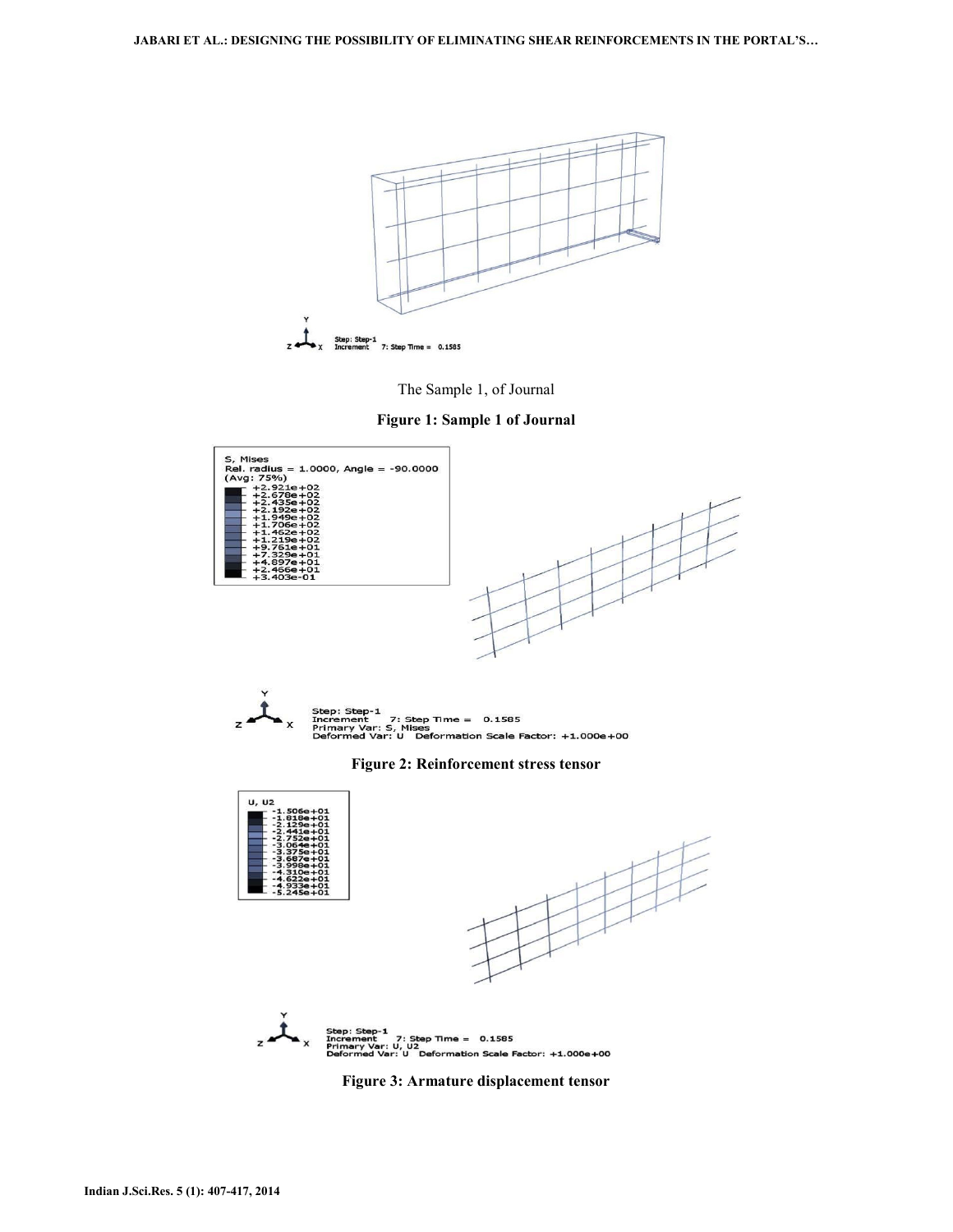The Sample 1, of Journal

**Figure 1: Sample 1 of Journal**

**Figure 2: Reinforcement stress tensor**

**Figure 3: Armature displacement tensor**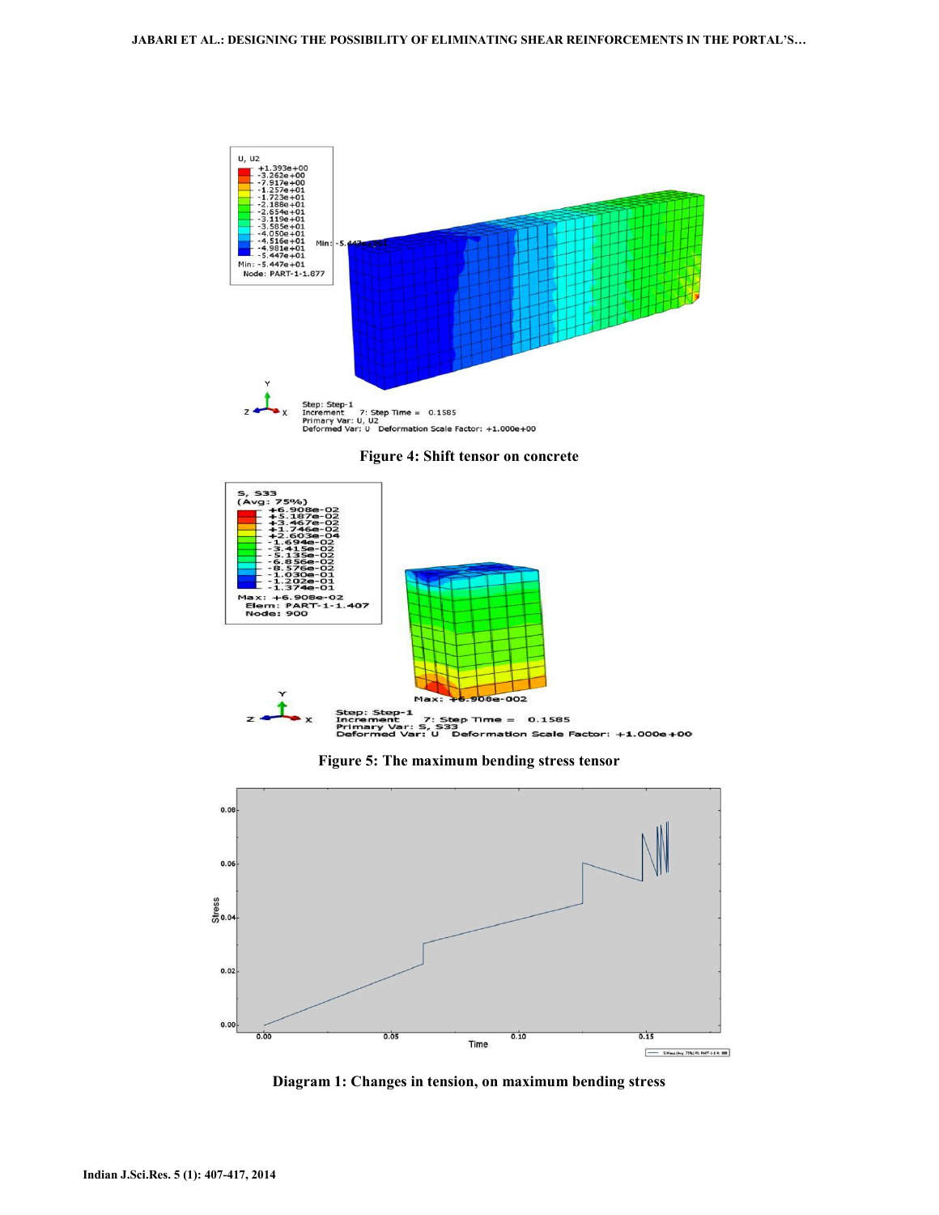Figure 4: Shift tensor on concrete

Figure 5: The maximum bending stress tensor

Diagram 1: Changes in tension, on maximum bending stress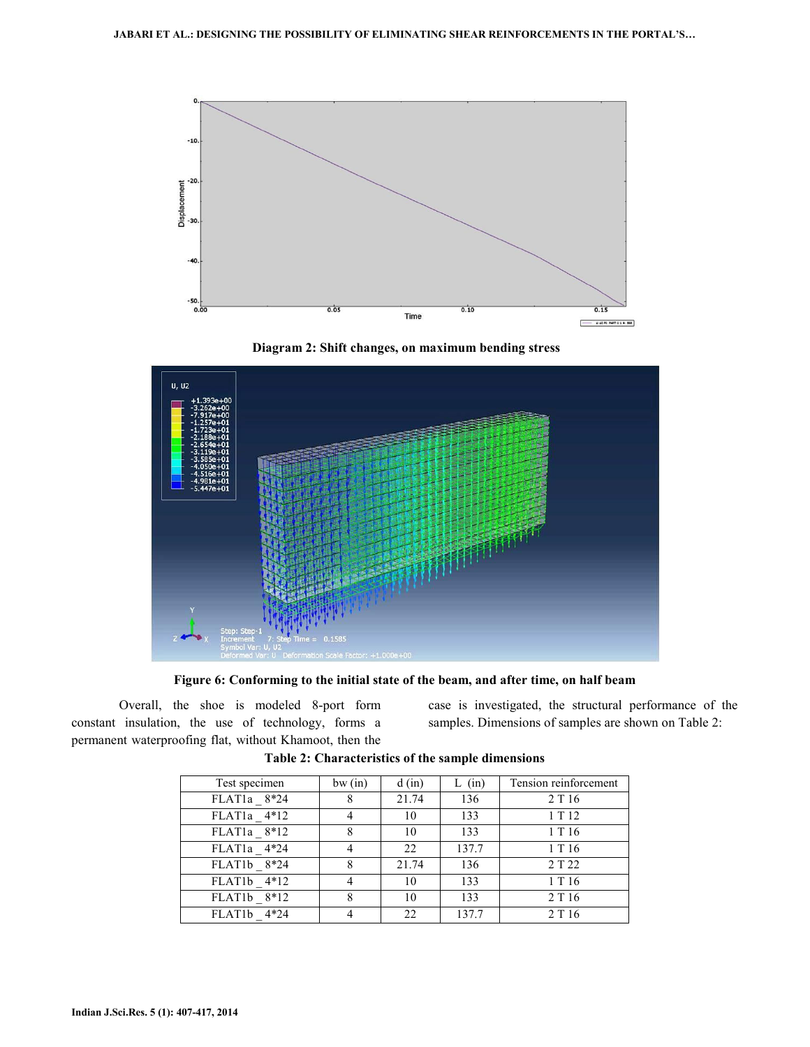Diagram 2: Shift changes, on maximum bending stress

Figure 6: Conforming to the initial state of the beam, and after time, on half beam

Overall, the shoe is modeled 8-port form constant insulation, the use of technology, forms a permanent waterproofing flat, without Khamoot, then the case is investigated, the structural performance of the samples. Dimensions of samples are shown on Table 2:

**Table 2: Characteristics of the sample dimensions**

| Test specimen | bw (in) | d (in) | L (in) | Tension reinforcement |
|---|---|---|---|---|
| FLAT1a _ 8*24 | 8 | 21.74 | 136 | 2 T 16 |
| FLAT1a _ 4*12 | 4 | 10 | 133 | 1 T 12 |
| FLAT1a _ 8*12 | 8 | 10 | 133 | 1 T 16 |
| FLAT1a _ 4*24 | 4 | 22 | 137.7 | 1 T 16 |
| FLAT1b _ 8*24 | 8 | 21.74 | 136 | 2 T 22 |
| FLAT1b _ 4*12 | 4 | 10 | 133 | 1 T 16 |
| FLAT1b _ 8*12 | 8 | 10 | 133 | 2 T 16 |
| FLAT1b _ 4*24 | 4 | 22 | 137.7 | 2 T 16 |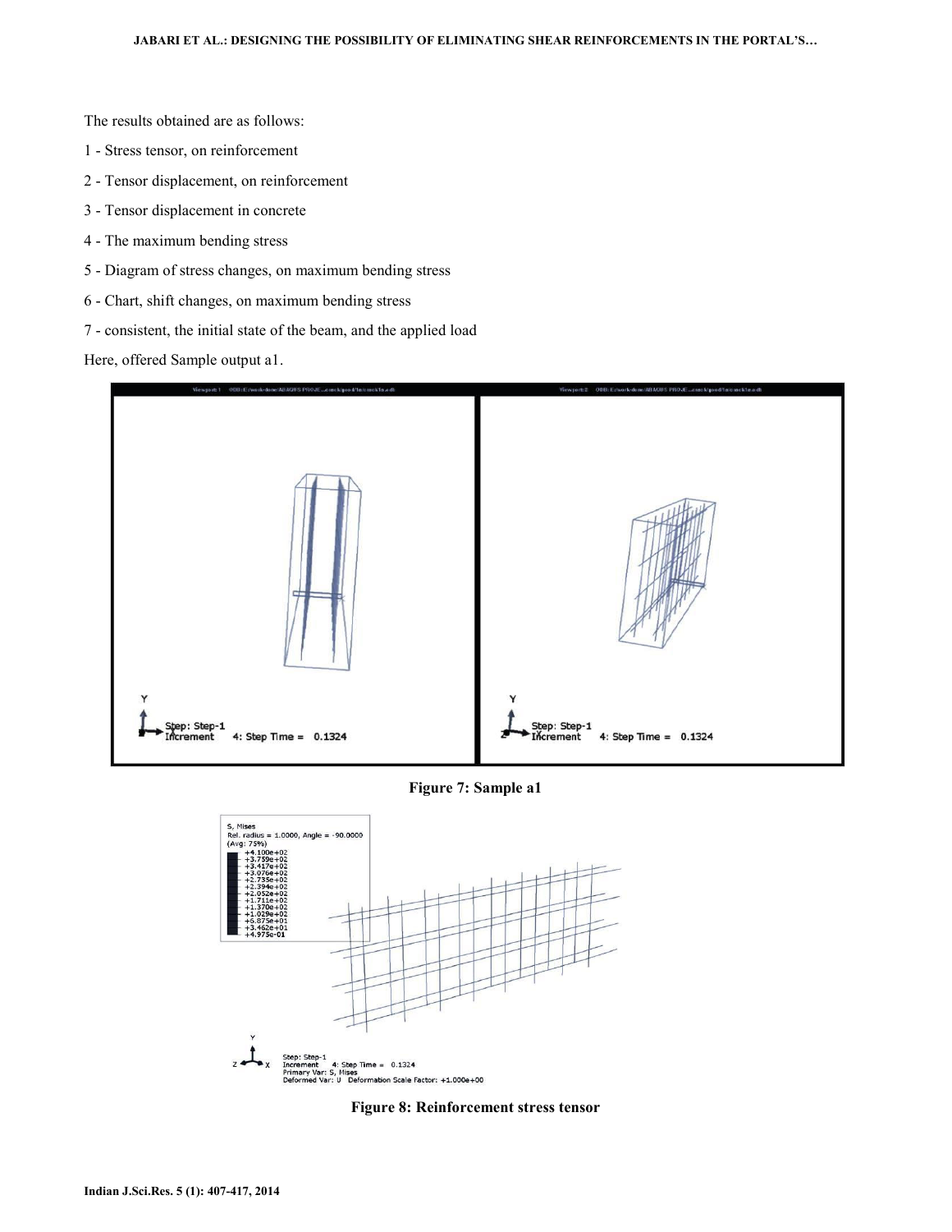The results obtained are as follows:

1 - Stress tensor, on reinforcement

2 - Tensor displacement, on reinforcement

3 - Tensor displacement in concrete

4 - The maximum bending stress

5 - Diagram of stress changes, on maximum bending stress

6 - Chart, shift changes, on maximum bending stress

7 - consistent, the initial state of the beam, and the applied load

Here, offered Sample output a1.

**Figure 7: Sample a1**

**Figure 8: Reinforcement stress tensor**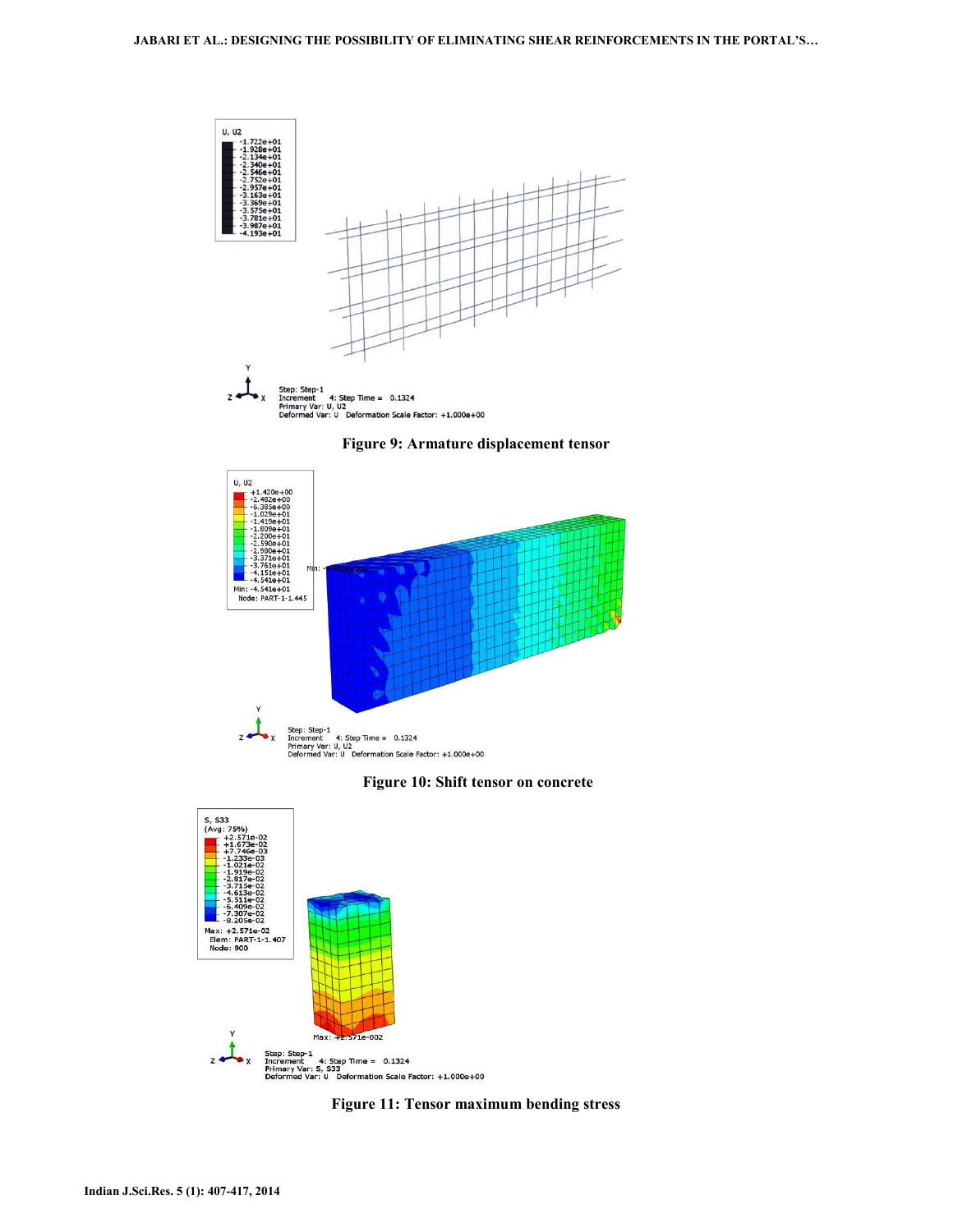Figure 9: Armature displacement tensor

Figure 10: Shift tensor on concrete

Figure 11: Tensor maximum bending stress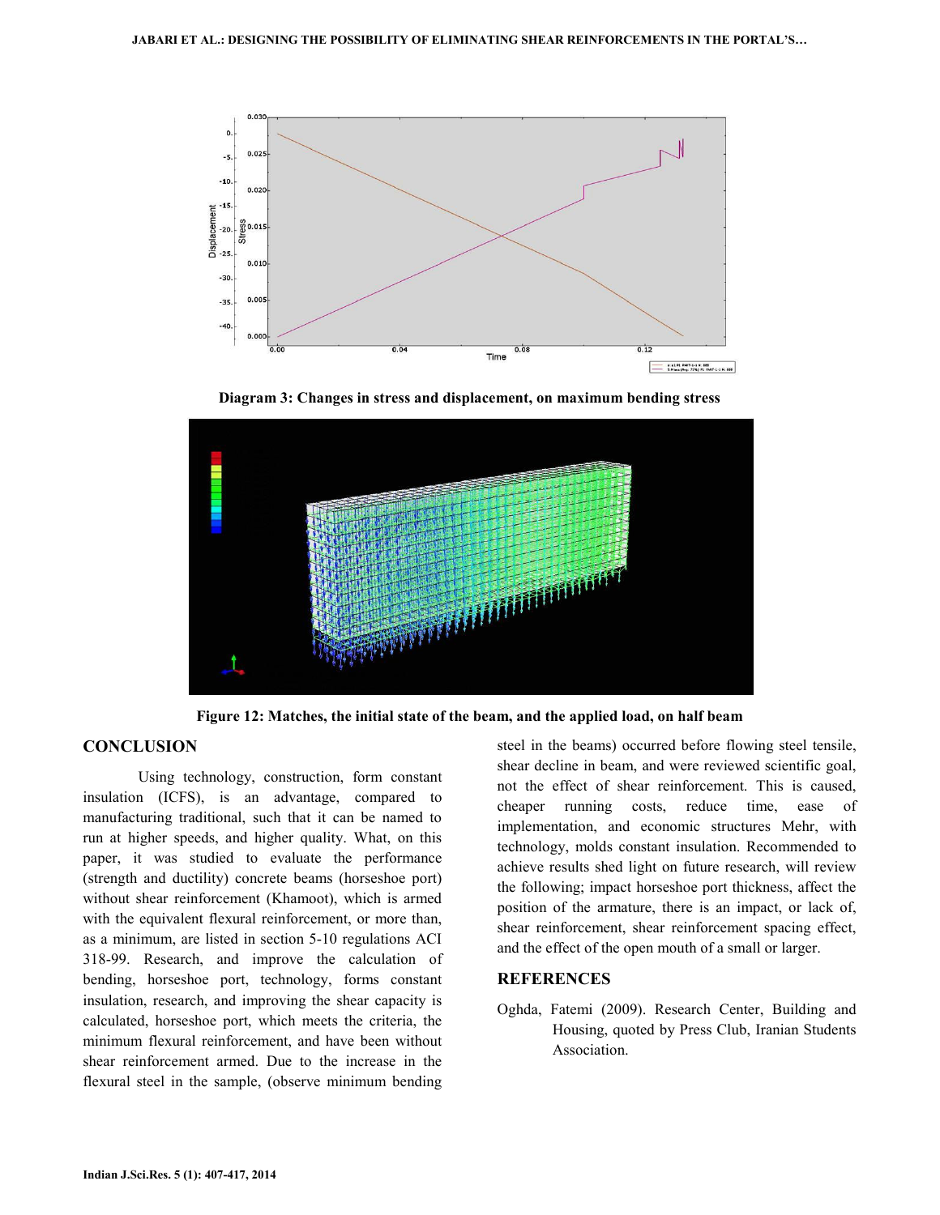Diagram 3: Changes in stress and displacement, on maximum bending stress

Figure 12: Matches, the initial state of the beam, and the applied load, on half beam

## CONCLUSION

Using technology, construction, form constant insulation (ICFS), is an advantage, compared to manufacturing traditional, such that it can be named to run at higher speeds, and higher quality. What, on this paper, it was studied to evaluate the performance (strength and ductility) concrete beams (horseshoe port) without shear reinforcement (Khamoot), which is armed with the equivalent flexural reinforcement, or more than, as a minimum, are listed in section 5-10 regulations ACI 318-99. Research, and improve the calculation of bending, horseshoe port, technology, forms constant insulation, research, and improving the shear capacity is calculated, horseshoe port, which meets the criteria, the minimum flexural reinforcement, and have been without shear reinforcement armed. Due to the increase in the flexural steel in the sample, (observe minimum bending steel in the beams) occurred before flowing steel tensile, shear decline in beam, and were reviewed scientific goal, not the effect of shear reinforcement. This is caused, cheaper running costs, reduce time, ease of implementation, and economic structures Mehr, with technology, molds constant insulation. Recommended to achieve results shed light on future research, will review the following; impact horseshoe port thickness, affect the position of the armature, there is an impact, or lack of, shear reinforcement, shear reinforcement spacing effect, and the effect of the open mouth of a small or larger.

## REFERENCES

Oghda, Fatemi (2009). Research Center, Building and Housing, quoted by Press Club, Iranian Students Association.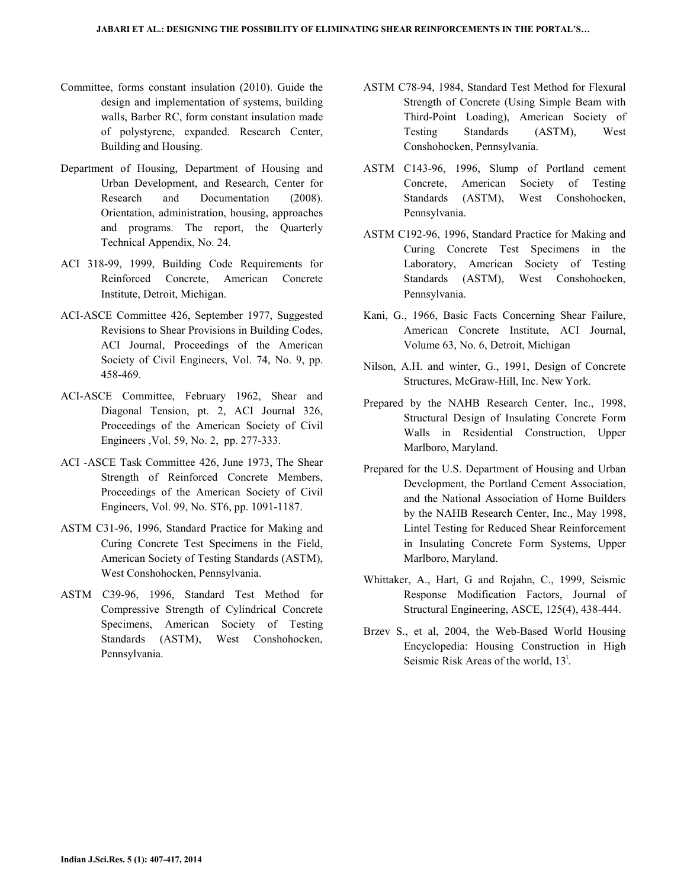Committee, forms constant insulation (2010). Guide the design and implementation of systems, building walls, Barber RC, form constant insulation made of polystyrene, expanded. Research Center, Building and Housing.

Department of Housing, Department of Housing and Urban Development, and Research, Center for Research and Documentation (2008). Orientation, administration, housing, approaches and programs. The report, the Quarterly Technical Appendix, No. 24.

ACI 318-99, 1999, Building Code Requirements for Reinforced Concrete, American Concrete Institute, Detroit, Michigan.

ACI-ASCE Committee 426, September 1977, Suggested Revisions to Shear Provisions in Building Codes, ACI Journal, Proceedings of the American Society of Civil Engineers, Vol. 74, No. 9, pp. 458-469.

ACI-ASCE Committee, February 1962, Shear and Diagonal Tension, pt. 2, ACI Journal 326, Proceedings of the American Society of Civil Engineers ,Vol. 59, No. 2, pp. 277-333.

ACI -ASCE Task Committee 426, June 1973, The Shear Strength of Reinforced Concrete Members, Proceedings of the American Society of Civil Engineers, Vol. 99, No. ST6, pp. 1091-1187.

ASTM C31-96, 1996, Standard Practice for Making and Curing Concrete Test Specimens in the Field, American Society of Testing Standards (ASTM), West Conshohocken, Pennsylvania.

ASTM C39-96, 1996, Standard Test Method for Compressive Strength of Cylindrical Concrete Specimens, American Society of Testing Standards (ASTM), West Conshohocken, Pennsylvania.

ASTM C78-94, 1984, Standard Test Method for Flexural Strength of Concrete (Using Simple Beam with Third-Point Loading), American Society of Testing Standards (ASTM), West Conshohocken, Pennsylvania.

ASTM C143-96, 1996, Slump of Portland cement Concrete, American Society of Testing Standards (ASTM), West Conshohocken, Pennsylvania.

ASTM C192-96, 1996, Standard Practice for Making and Curing Concrete Test Specimens in the Laboratory, American Society of Testing Standards (ASTM), West Conshohocken, Pennsylvania.

Kani, G., 1966, Basic Facts Concerning Shear Failure, American Concrete Institute, ACI Journal, Volume 63, No. 6, Detroit, Michigan

Nilson, A.H. and winter, G., 1991, Design of Concrete Structures, McGraw-Hill, Inc. New York.

Prepared by the NAHB Research Center, Inc., 1998, Structural Design of Insulating Concrete Form Walls in Residential Construction, Upper Marlboro, Maryland.

Prepared for the U.S. Department of Housing and Urban Development, the Portland Cement Association, and the National Association of Home Builders by the NAHB Research Center, Inc., May 1998, Lintel Testing for Reduced Shear Reinforcement in Insulating Concrete Form Systems, Upper Marlboro, Maryland.

Whittaker, A., Hart, G and Rojahn, C., 1999, Seismic Response Modification Factors, Journal of Structural Engineering, ASCE, 125(4), 438-444.

Brzev S., et al, 2004, the Web-Based World Housing Encyclopedia: Housing Construction in High Seismic Risk Areas of the world, 13[t].